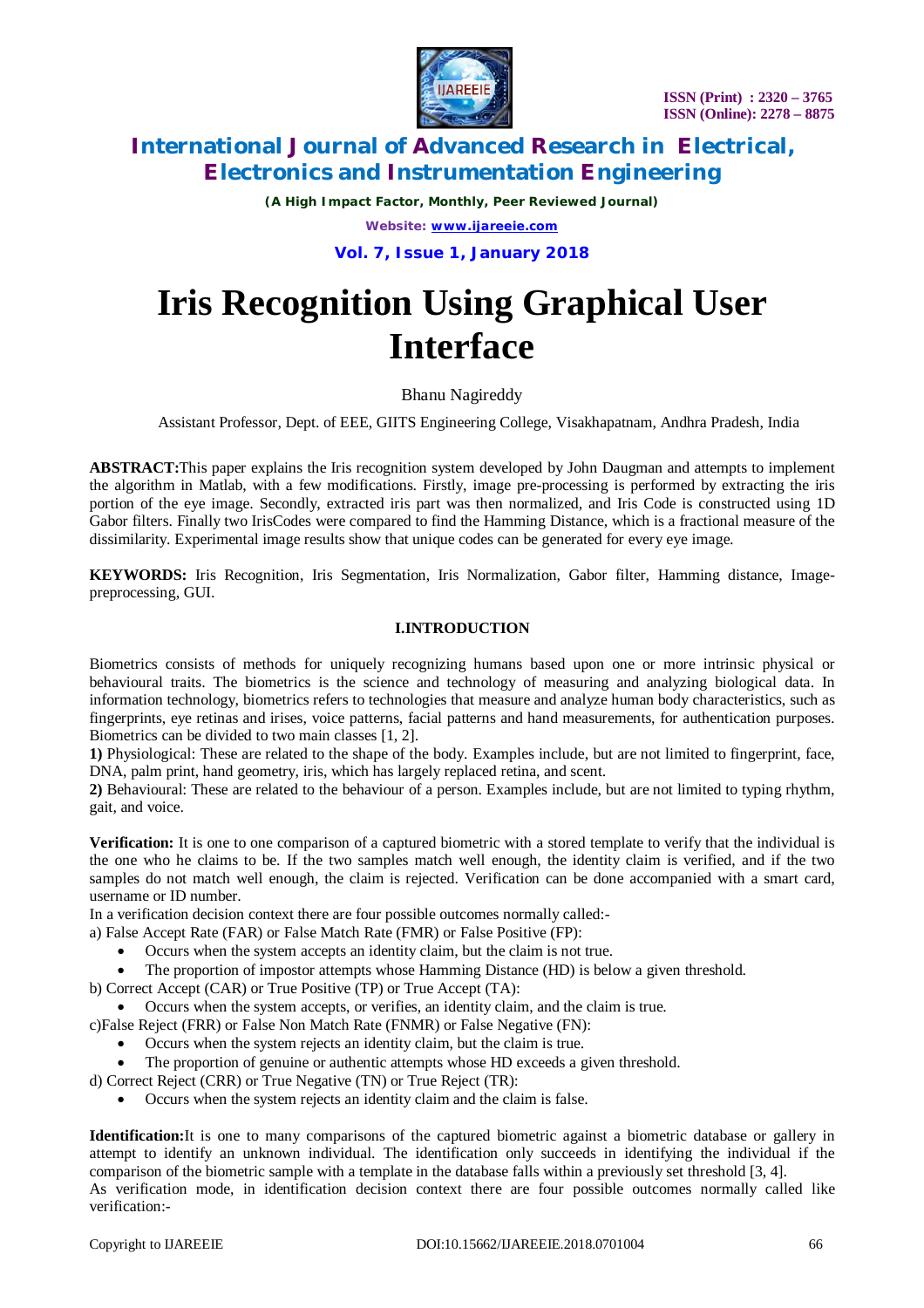# Iris Recognition Using Graphical User Interface

Bhanu Nagireddy

Assistant Professor, Dept. of EEE, GIITS Engineering College, Visakhapatnam, Andhra Pradesh, India

**ABSTRACT:** This paper explains the Iris recognition system developed by John Daugman and attempts to implement the algorithm in Matlab, with a few modifications. Firstly, image pre-processing is performed by extracting the iris portion of the eye image. Secondly, extracted iris part was then normalized, and Iris Code is constructed using 1D Gabor filters. Finally two IrisCodes were compared to find the Hamming Distance, which is a fractional measure of the dissimilarity. Experimental image results show that unique codes can be generated for every eye image.

**KEYWORDS:** Iris Recognition, Iris Segmentation, Iris Normalization, Gabor filter, Hamming distance, Image-preprocessing, GUI.

## I.INTRODUCTION

Biometrics consists of methods for uniquely recognizing humans based upon one or more intrinsic physical or behavioural traits. The biometrics is the science and technology of measuring and analyzing biological data. In information technology, biometrics refers to technologies that measure and analyze human body characteristics, such as fingerprints, eye retinas and irises, voice patterns, facial patterns and hand measurements, for authentication purposes. Biometrics can be divided to two main classes [1, 2].

**1)** Physiological: These are related to the shape of the body. Examples include, but are not limited to fingerprint, face, DNA, palm print, hand geometry, iris, which has largely replaced retina, and scent.

**2)** Behavioural: These are related to the behaviour of a person. Examples include, but are not limited to typing rhythm, gait, and voice.

**Verification:** It is one to one comparison of a captured biometric with a stored template to verify that the individual is the one who he claims to be. If the two samples match well enough, the identity claim is verified, and if the two samples do not match well enough, the claim is rejected. Verification can be done accompanied with a smart card, username or ID number.

In a verification decision context there are four possible outcomes normally called:-

a) False Accept Rate (FAR) or False Match Rate (FMR) or False Positive (FP):

- Occurs when the system accepts an identity claim, but the claim is not true.
- The proportion of impostor attempts whose Hamming Distance (HD) is below a given threshold.

b) Correct Accept (CAR) or True Positive (TP) or True Accept (TA):

- Occurs when the system accepts, or verifies, an identity claim, and the claim is true.

c)False Reject (FRR) or False Non Match Rate (FNMR) or False Negative (FN):

- Occurs when the system rejects an identity claim, but the claim is true.
- The proportion of genuine or authentic attempts whose HD exceeds a given threshold.

d) Correct Reject (CRR) or True Negative (TN) or True Reject (TR):

- Occurs when the system rejects an identity claim and the claim is false.

**Identification:** It is one to many comparisons of the captured biometric against a biometric database or gallery in attempt to identify an unknown individual. The identification only succeeds in identifying the individual if the comparison of the biometric sample with a template in the database falls within a previously set threshold [3, 4].

As verification mode, in identification decision context there are four possible outcomes normally called like verification:-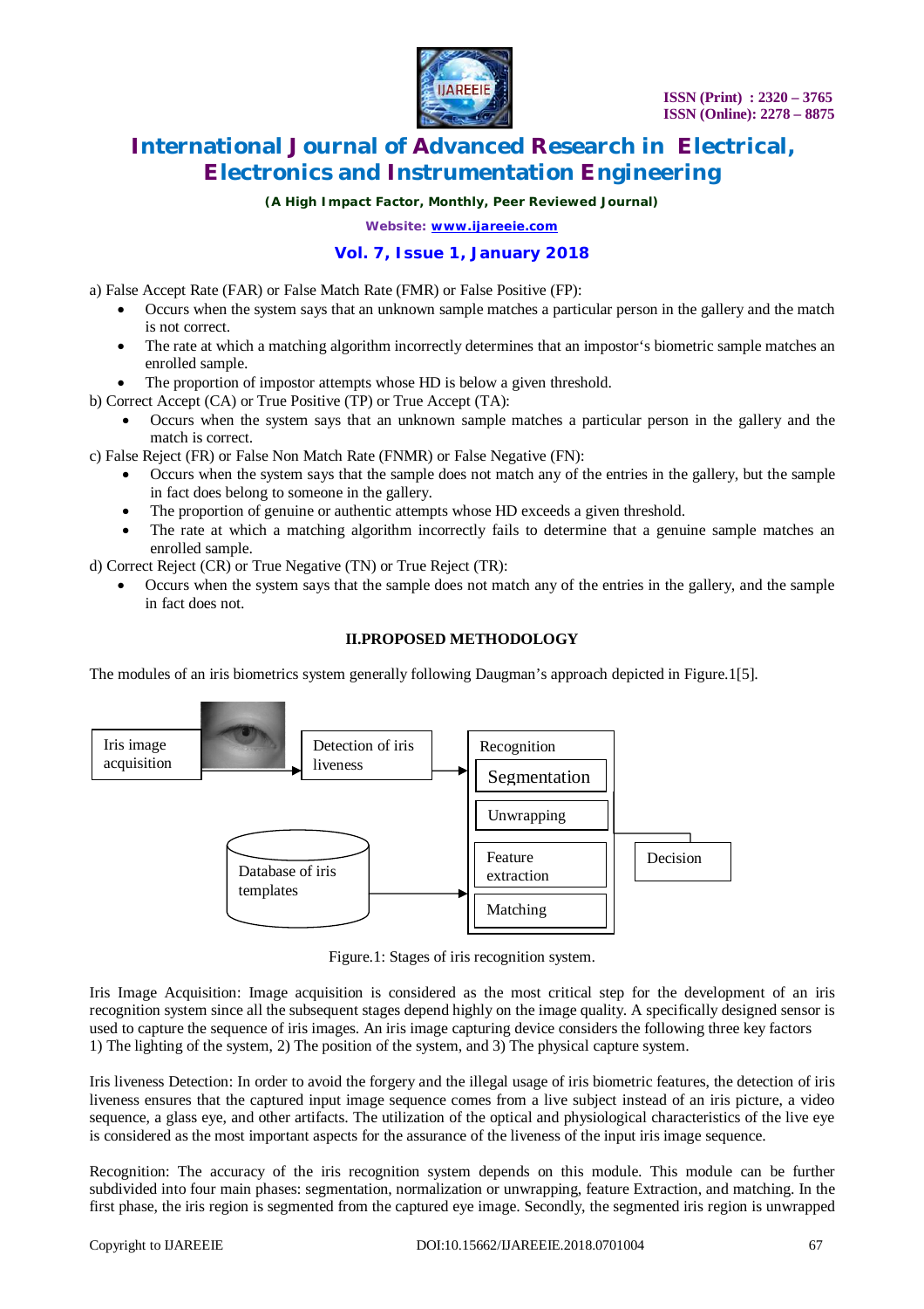a) False Accept Rate (FAR) or False Match Rate (FMR) or False Positive (FP):

- Occurs when the system says that an unknown sample matches a particular person in the gallery and the match is not correct.
- The rate at which a matching algorithm incorrectly determines that an impostor's biometric sample matches an enrolled sample.
- The proportion of impostor attempts whose HD is below a given threshold.

b) Correct Accept (CA) or True Positive (TP) or True Accept (TA):

- Occurs when the system says that an unknown sample matches a particular person in the gallery and the match is correct.

c) False Reject (FR) or False Non Match Rate (FNMR) or False Negative (FN):

- Occurs when the system says that the sample does not match any of the entries in the gallery, but the sample in fact does belong to someone in the gallery.
- The proportion of genuine or authentic attempts whose HD exceeds a given threshold.
- The rate at which a matching algorithm incorrectly fails to determine that a genuine sample matches an enrolled sample.

d) Correct Reject (CR) or True Negative (TN) or True Reject (TR):

- Occurs when the system says that the sample does not match any of the entries in the gallery, and the sample in fact does not.

## II.PROPOSED METHODOLOGY

The modules of an iris biometrics system generally following Daugman's approach depicted in Figure.1[5].

Iris image acquisition → Detection of iris liveness → Recognition (Segmentation, Unwrapping, Feature extraction, Matching) → Decision

Database of iris templates → Recognition

Figure.1: Stages of iris recognition system.

Iris Image Acquisition: Image acquisition is considered as the most critical step for the development of an iris recognition system since all the subsequent stages depend highly on the image quality. A specifically designed sensor is used to capture the sequence of iris images. An iris image capturing device considers the following three key factors 1) The lighting of the system, 2) The position of the system, and 3) The physical capture system.

Iris liveness Detection: In order to avoid the forgery and the illegal usage of iris biometric features, the detection of iris liveness ensures that the captured input image sequence comes from a live subject instead of an iris picture, a video sequence, a glass eye, and other artifacts. The utilization of the optical and physiological characteristics of the live eye is considered as the most important aspects for the assurance of the liveness of the input iris image sequence.

Recognition: The accuracy of the iris recognition system depends on this module. This module can be further subdivided into four main phases: segmentation, normalization or unwrapping, feature Extraction, and matching. In the first phase, the iris region is segmented from the captured eye image. Secondly, the segmented iris region is unwrapped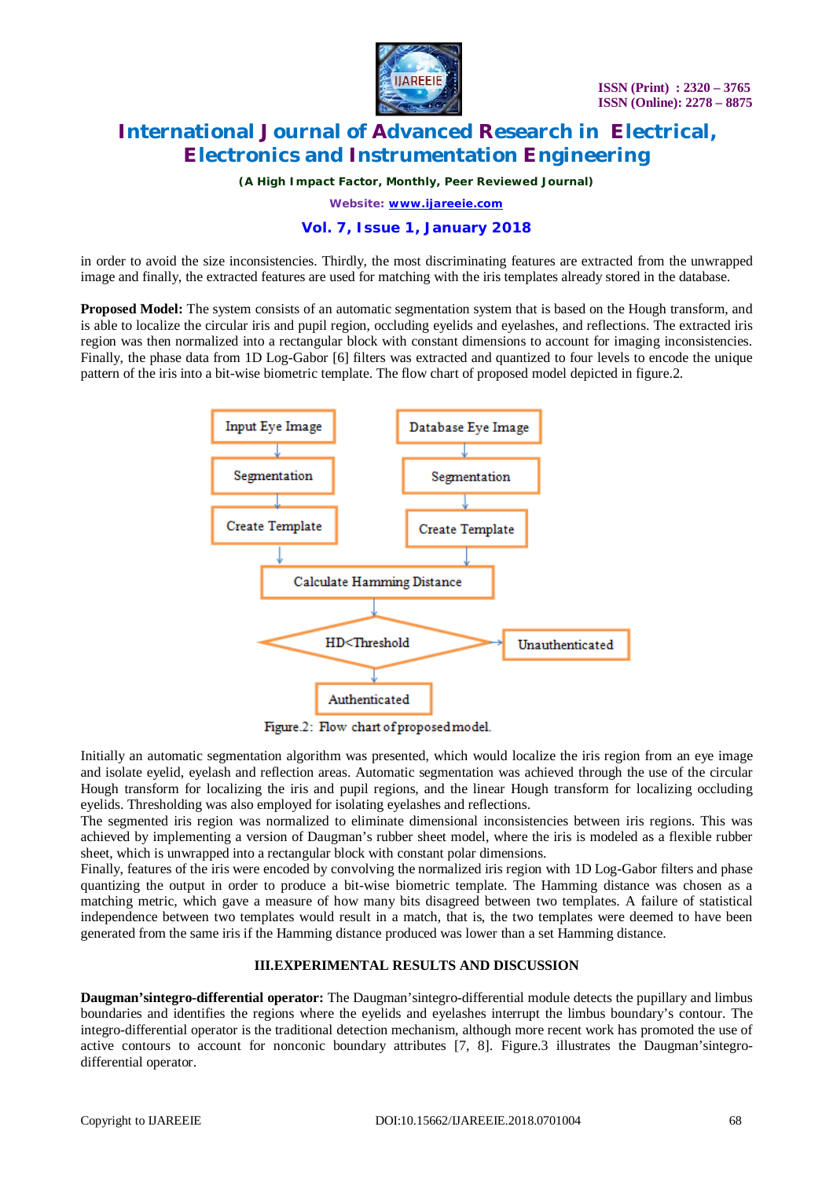in order to avoid the size inconsistencies. Thirdly, the most discriminating features are extracted from the unwrapped image and finally, the extracted features are used for matching with the iris templates already stored in the database.

**Proposed Model:** The system consists of an automatic segmentation system that is based on the Hough transform, and is able to localize the circular iris and pupil region, occluding eyelids and eyelashes, and reflections. The extracted iris region was then normalized into a rectangular block with constant dimensions to account for imaging inconsistencies. Finally, the phase data from 1D Log-Gabor [6] filters was extracted and quantized to four levels to encode the unique pattern of the iris into a bit-wise biometric template. The flow chart of proposed model depicted in figure.2.

Input Eye Image → Segmentation → Create Template

Database Eye Image → Segmentation → Create Template

Calculate Hamming Distance → HD<Threshold → Authenticated / Unauthenticated

Figure.2: Flow chart of proposed model.

Initially an automatic segmentation algorithm was presented, which would localize the iris region from an eye image and isolate eyelid, eyelash and reflection areas. Automatic segmentation was achieved through the use of the circular Hough transform for localizing the iris and pupil regions, and the linear Hough transform for localizing occluding eyelids. Thresholding was also employed for isolating eyelashes and reflections.

The segmented iris region was normalized to eliminate dimensional inconsistencies between iris regions. This was achieved by implementing a version of Daugman's rubber sheet model, where the iris is modeled as a flexible rubber sheet, which is unwrapped into a rectangular block with constant polar dimensions.

Finally, features of the iris were encoded by convolving the normalized iris region with 1D Log-Gabor filters and phase quantizing the output in order to produce a bit-wise biometric template. The Hamming distance was chosen as a matching metric, which gave a measure of how many bits disagreed between two templates. A failure of statistical independence between two templates would result in a match, that is, the two templates were deemed to have been generated from the same iris if the Hamming distance produced was lower than a set Hamming distance.

## III.EXPERIMENTAL RESULTS AND DISCUSSION

**Daugman'sintegro-differential operator:** The Daugman'sintegro-differential module detects the pupillary and limbus boundaries and identifies the regions where the eyelids and eyelashes interrupt the limbus boundary's contour. The integro-differential operator is the traditional detection mechanism, although more recent work has promoted the use of active contours to account for nonconic boundary attributes [7, 8]. Figure.3 illustrates the Daugman'sintegro-differential operator.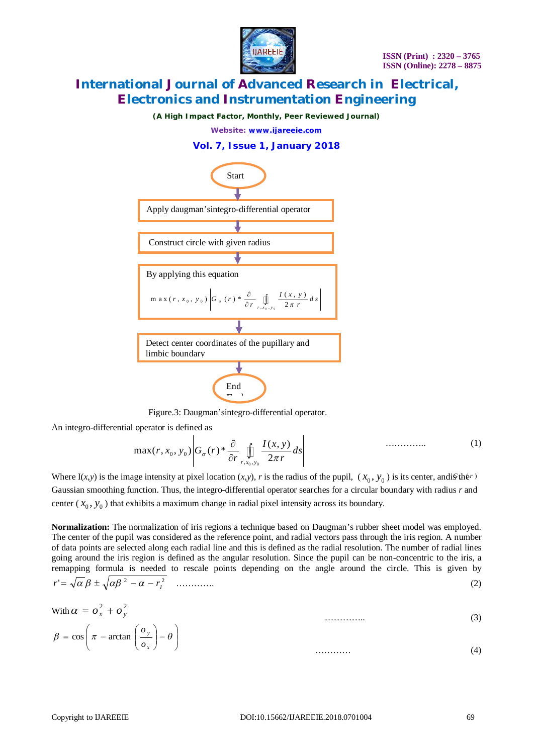Start

Apply daugman'sintegro-differential operator

Construct circle with given radius

By applying this equation

$$\max(r, x_0, y_0)\left|G_\sigma(r) * \frac{\partial}{\partial r}\oint_{r,x_0,y_0}\frac{I(x,y)}{2\pi r}ds\right|$$

Detect center coordinates of the pupillary and limbic boundary

End

Figure.3: Daugman'sintegro-differential operator.

An integro-differential operator is defined as

$$\max(r, x_0, y_0)\left|G_\sigma(r) * \frac{\partial}{\partial r}\oint_{r,x_0,y_0}\frac{I(x,y)}{2\pi r}ds\right| \quad \ldots\ldots\ldots\ldots\ldots \quad (1)$$

Where I(*x,y*) is the image intensity at pixel location (*x,y*), *r* is the radius of the pupil, $(x_0, y_0)$ is its center, and $G_\sigma(r)$ is the Gaussian smoothing function. Thus, the integro-differential operator searches for a circular boundary with radius *r* and center $(x_0, y_0)$ that exhibits a maximum change in radial pixel intensity across its boundary.

**Normalization:** The normalization of iris regions a technique based on Daugman's rubber sheet model was employed. The center of the pupil was considered as the reference point, and radial vectors pass through the iris region. A number of data points are selected along each radial line and this is defined as the radial resolution. The number of radial lines going around the iris region is defined as the angular resolution. Since the pupil can be non-concentric to the iris, a remapping formula is needed to rescale points depending on the angle around the circle. This is given by

$$r' = \sqrt{\alpha}\,\beta \pm \sqrt{\alpha\beta^2 - \alpha - r_I^2} \quad \ldots\ldots\ldots\ldots \quad (2)$$

With $\alpha = o_x^2 + o_y^2 \quad \ldots\ldots\ldots\ldots\ldots \quad (3)$

$$\beta = \cos\left(\pi - \arctan\left(\frac{o_y}{o_x}\right) - \theta\right) \quad \ldots\ldots\ldots\ldots \quad (4)$$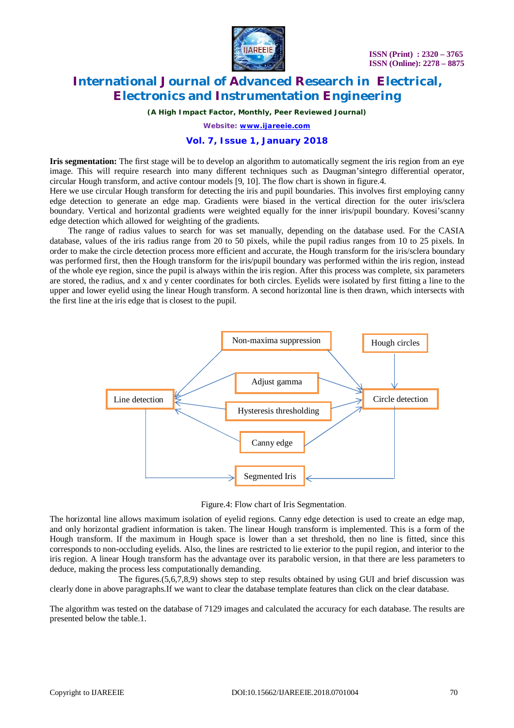**Iris segmentation:** The first stage will be to develop an algorithm to automatically segment the iris region from an eye image. This will require research into many different techniques such as Daugman'sintegro differential operator, circular Hough transform, and active contour models [9, 10]. The flow chart is shown in figure.4.

Here we use circular Hough transform for detecting the iris and pupil boundaries. This involves first employing canny edge detection to generate an edge map. Gradients were biased in the vertical direction for the outer iris/sclera boundary. Vertical and horizontal gradients were weighted equally for the inner iris/pupil boundary. Kovesi'scanny edge detection which allowed for weighting of the gradients.

The range of radius values to search for was set manually, depending on the database used. For the CASIA database, values of the iris radius range from 20 to 50 pixels, while the pupil radius ranges from 10 to 25 pixels. In order to make the circle detection process more efficient and accurate, the Hough transform for the iris/sclera boundary was performed first, then the Hough transform for the iris/pupil boundary was performed within the iris region, instead of the whole eye region, since the pupil is always within the iris region. After this process was complete, six parameters are stored, the radius, and x and y center coordinates for both circles. Eyelids were isolated by first fitting a line to the upper and lower eyelid using the linear Hough transform. A second horizontal line is then drawn, which intersects with the first line at the iris edge that is closest to the pupil.

Non-maxima suppression

Hough circles

Adjust gamma

Line detection

Circle detection

Hysteresis thresholding

Canny edge

Segmented Iris

Figure.4: Flow chart of Iris Segmentation.

The horizontal line allows maximum isolation of eyelid regions. Canny edge detection is used to create an edge map, and only horizontal gradient information is taken. The linear Hough transform is implemented. This is a form of the Hough transform. If the maximum in Hough space is lower than a set threshold, then no line is fitted, since this corresponds to non-occluding eyelids. Also, the lines are restricted to lie exterior to the pupil region, and interior to the iris region. A linear Hough transform has the advantage over its parabolic version, in that there are less parameters to deduce, making the process less computationally demanding.

The figures.(5,6,7,8,9) shows step to step results obtained by using GUI and brief discussion was clearly done in above paragraphs.If we want to clear the database template features than click on the clear database.

The algorithm was tested on the database of 7129 images and calculated the accuracy for each database. The results are presented below the table.1.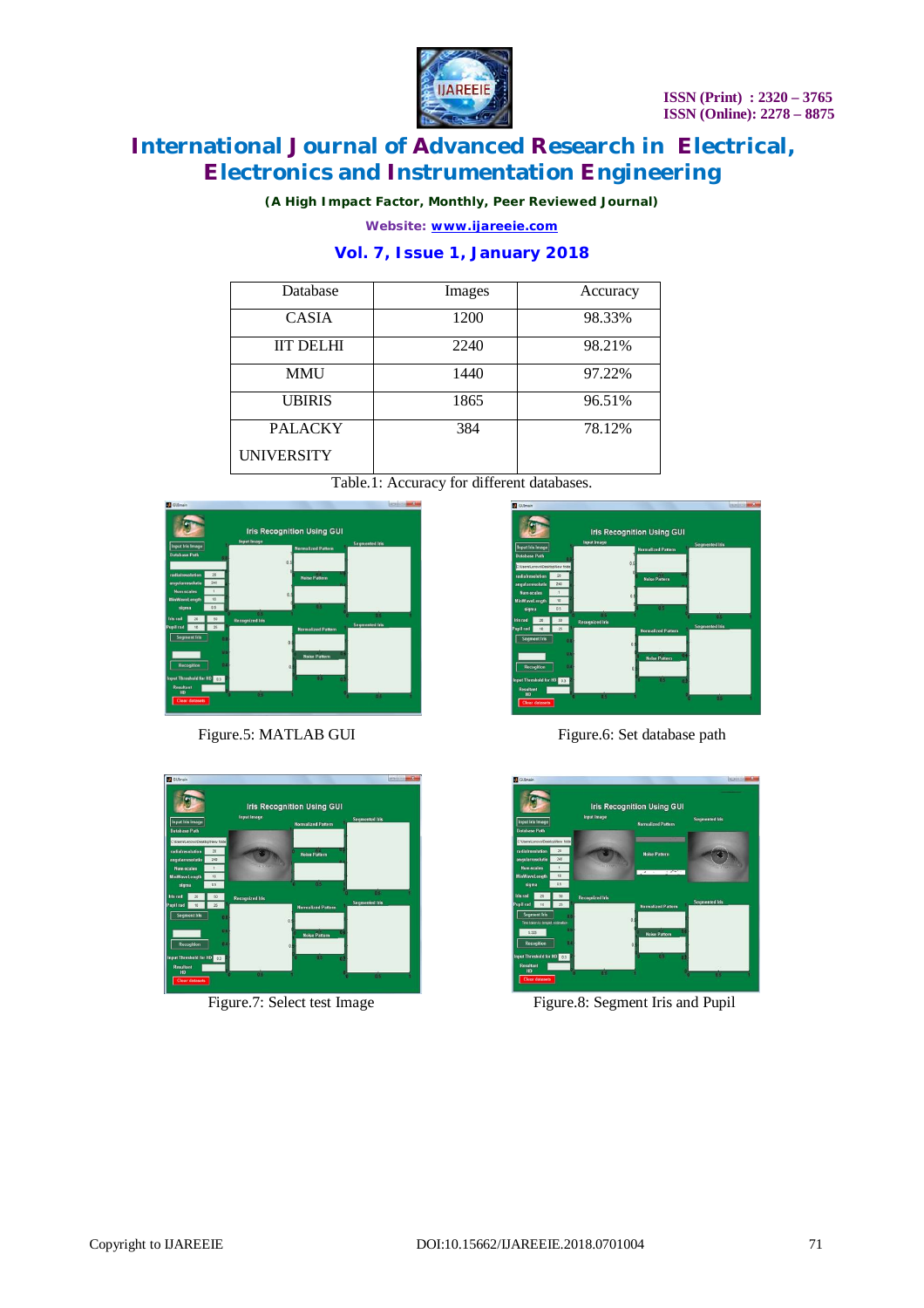| Database | Images | Accuracy |
|---|---|---|
| CASIA | 1200 | 98.33% |
| IIT DELHI | 2240 | 98.21% |
| MMU | 1440 | 97.22% |
| UBIRIS | 1865 | 96.51% |
| PALACKY UNIVERSITY | 384 | 78.12% |

Table.1: Accuracy for different databases.

Figure.5: MATLAB GUI

Figure.6: Set database path

Figure.7: Select test Image

Figure.8: Segment Iris and Pupil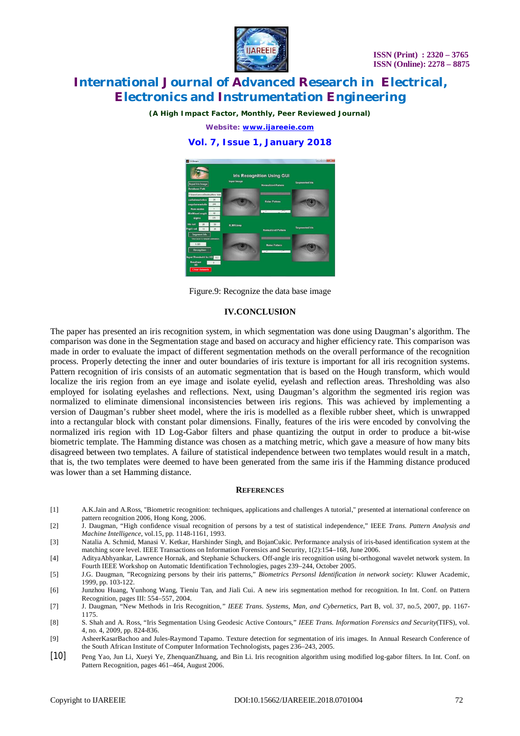Figure.9: Recognize the data base image

## IV.CONCLUSION

The paper has presented an iris recognition system, in which segmentation was done using Daugman's algorithm. The comparison was done in the Segmentation stage and based on accuracy and higher efficiency rate. This comparison was made in order to evaluate the impact of different segmentation methods on the overall performance of the recognition process. Properly detecting the inner and outer boundaries of iris texture is important for all iris recognition systems. Pattern recognition of iris consists of an automatic segmentation that is based on the Hough transform, which would localize the iris region from an eye image and isolate eyelid, eyelash and reflection areas. Thresholding was also employed for isolating eyelashes and reflections. Next, using Daugman's algorithm the segmented iris region was normalized to eliminate dimensional inconsistencies between iris regions. This was achieved by implementing a version of Daugman's rubber sheet model, where the iris is modelled as a flexible rubber sheet, which is unwrapped into a rectangular block with constant polar dimensions. Finally, features of the iris were encoded by convolving the normalized iris region with 1D Log-Gabor filters and phase quantizing the output in order to produce a bit-wise biometric template. The Hamming distance was chosen as a matching metric, which gave a measure of how many bits disagreed between two templates. A failure of statistical independence between two templates would result in a match, that is, the two templates were deemed to have been generated from the same iris if the Hamming distance produced was lower than a set Hamming distance.

## REFERENCES

[1] A.K.Jain and A.Ross, "Biometric recognition: techniques, applications and challenges A tutorial," presented at international conference on pattern recognition 2006, Hong Kong, 2006.

[2] J. Daugman, "High confidence visual recognition of persons by a test of statistical independence," IEEE *Trans. Pattern Analysis and Machine Intelligence*, vol.15, pp. 1148-1161, 1993.

[3] Natalia A. Schmid, Manasi V. Ketkar, Harshinder Singh, and BojanCukic. Performance analysis of iris-based identification system at the matching score level. IEEE Transactions on Information Forensics and Security, 1(2):154–168, June 2006.

[4] AdityaAbhyankar, Lawrence Hornak, and Stephanie Schuckers. Off-angle iris recognition using bi-orthogonal wavelet network system. In Fourth IEEE Workshop on Automatic Identification Technologies, pages 239–244, October 2005.

[5] J.G. Daugman, "Recognizing persons by their iris patterns," *Biometrics Personsl Identification in network society*: Kluwer Academic, 1999, pp. 103-122.

[6] Junzhou Huang, Yunhong Wang, Tieniu Tan, and Jiali Cui. A new iris segmentation method for recognition. In Int. Conf. on Pattern Recognition, pages III: 554–557, 2004.

[7] J. Daugman, "New Methods in Iris Recognition," *IEEE Trans. Systems, Man, and Cybernetics*, Part B, vol. 37, no.5, 2007, pp. 1167-1175.

[8] S. Shah and A. Ross, "Iris Segmentation Using Geodesic Active Contours," *IEEE Trans. Information Forensics and Security*(TIFS), vol. 4, no. 4, 2009, pp. 824-836.

[9] AsheerKasarBachoo and Jules-Raymond Tapamo. Texture detection for segmentation of iris images. In Annual Research Conference of the South African Institute of Computer Information Technologists, pages 236–243, 2005.

[10] Peng Yao, Jun Li, Xueyi Ye, ZhenquanZhuang, and Bin Li. Iris recognition algorithm using modified log-gabor filters. In Int. Conf. on Pattern Recognition, pages 461–464, August 2006.